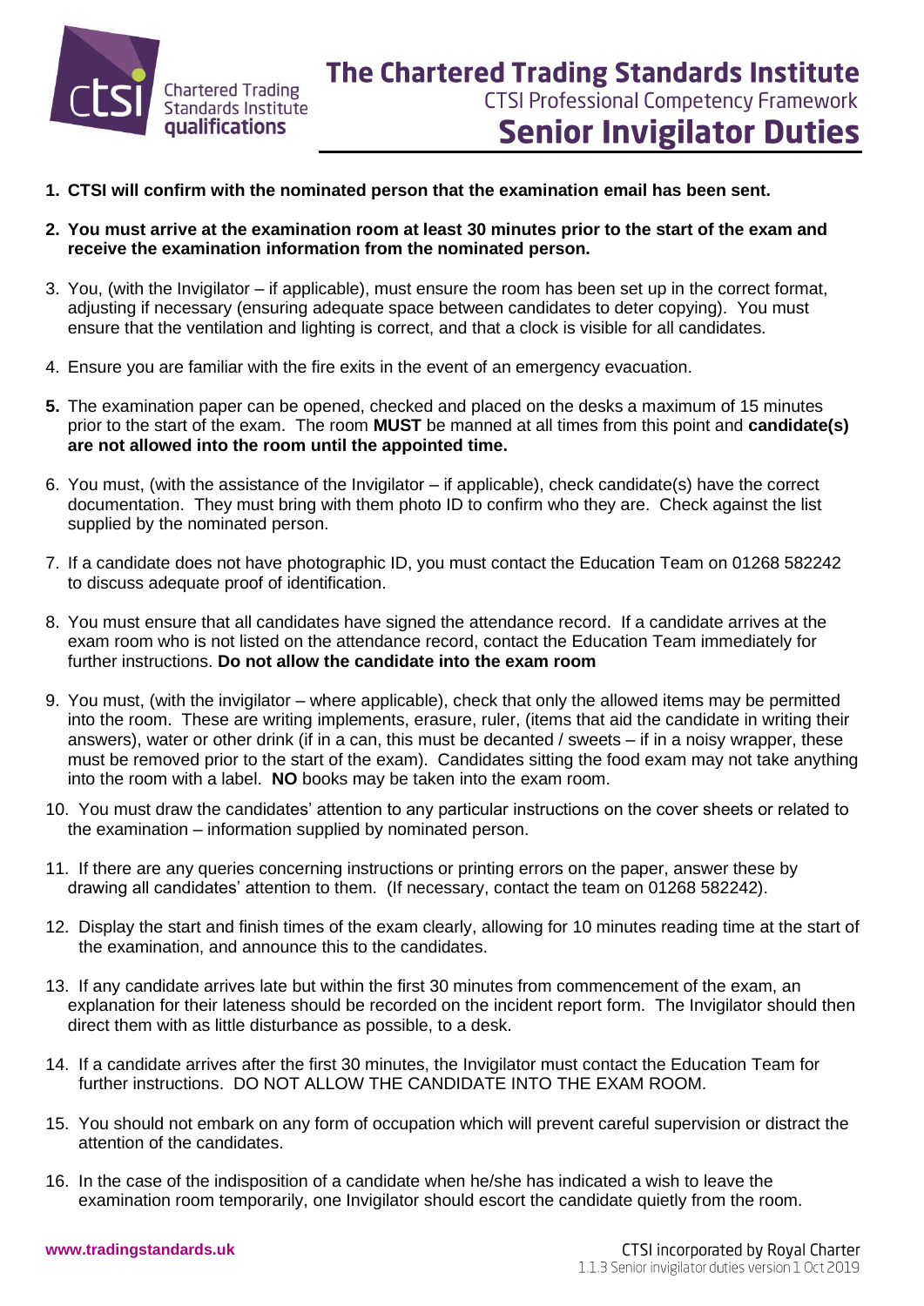# The Chartered Trading Standards Institute

## CTSI Professional Competency Framework

# Senior Invigilator Duties

1. **CTSI will confirm with the nominated person that the examination email has been sent.**
2. **You must arrive at the examination room at least 30 minutes prior to the start of the exam and receive the examination information from the nominated person.**
3. You, (with the Invigilator – if applicable), must ensure the room has been set up in the correct format, adjusting if necessary (ensuring adequate space between candidates to deter copying). You must ensure that the ventilation and lighting is correct, and that a clock is visible for all candidates.
4. Ensure you are familiar with the fire exits in the event of an emergency evacuation.
5. The examination paper can be opened, checked and placed on the desks a maximum of 15 minutes prior to the start of the exam. The room **MUST** be manned at all times from this point and **candidate(s) are not allowed into the room until the appointed time.**
6. You must, (with the assistance of the Invigilator – if applicable), check candidate(s) have the correct documentation. They must bring with them photo ID to confirm who they are. Check against the list supplied by the nominated person.
7. If a candidate does not have photographic ID, you must contact the Education Team on 01268 582242 to discuss adequate proof of identification.
8. You must ensure that all candidates have signed the attendance record. If a candidate arrives at the exam room who is not listed on the attendance record, contact the Education Team immediately for further instructions. **Do not allow the candidate into the exam room**
9. You must, (with the invigilator – where applicable), check that only the allowed items may be permitted into the room. These are writing implements, erasure, ruler, (items that aid the candidate in writing their answers), water or other drink (if in a can, this must be decanted / sweets – if in a noisy wrapper, these must be removed prior to the start of the exam). Candidates sitting the food exam may not take anything into the room with a label. **NO** books may be taken into the exam room.
10. You must draw the candidates' attention to any particular instructions on the cover sheets or related to the examination – information supplied by nominated person.
11. If there are any queries concerning instructions or printing errors on the paper, answer these by drawing all candidates' attention to them. (If necessary, contact the team on 01268 582242).
12. Display the start and finish times of the exam clearly, allowing for 10 minutes reading time at the start of the examination, and announce this to the candidates.
13. If any candidate arrives late but within the first 30 minutes from commencement of the exam, an explanation for their lateness should be recorded on the incident report form. The Invigilator should then direct them with as little disturbance as possible, to a desk.
14. If a candidate arrives after the first 30 minutes, the Invigilator must contact the Education Team for further instructions. DO NOT ALLOW THE CANDIDATE INTO THE EXAM ROOM.
15. You should not embark on any form of occupation which will prevent careful supervision or distract the attention of the candidates.
16. In the case of the indisposition of a candidate when he/she has indicated a wish to leave the examination room temporarily, one Invigilator should escort the candidate quietly from the room.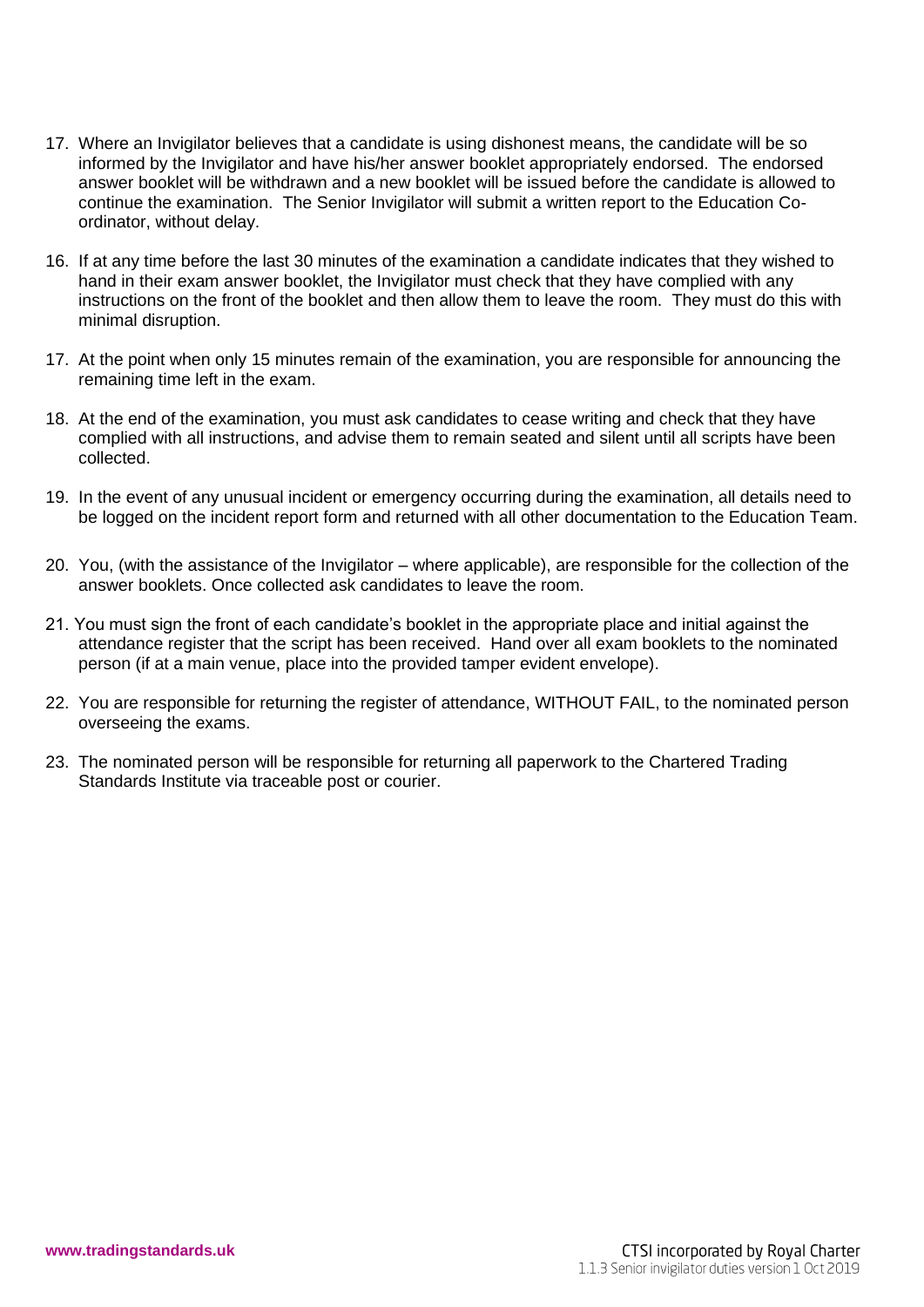17. Where an Invigilator believes that a candidate is using dishonest means, the candidate will be so informed by the Invigilator and have his/her answer booklet appropriately endorsed. The endorsed answer booklet will be withdrawn and a new booklet will be issued before the candidate is allowed to continue the examination. The Senior Invigilator will submit a written report to the Education Co-ordinator, without delay.

16. If at any time before the last 30 minutes of the examination a candidate indicates that they wished to hand in their exam answer booklet, the Invigilator must check that they have complied with any instructions on the front of the booklet and then allow them to leave the room. They must do this with minimal disruption.

17. At the point when only 15 minutes remain of the examination, you are responsible for announcing the remaining time left in the exam.

18. At the end of the examination, you must ask candidates to cease writing and check that they have complied with all instructions, and advise them to remain seated and silent until all scripts have been collected.

19. In the event of any unusual incident or emergency occurring during the examination, all details need to be logged on the incident report form and returned with all other documentation to the Education Team.

20. You, (with the assistance of the Invigilator – where applicable), are responsible for the collection of the answer booklets. Once collected ask candidates to leave the room.

21. You must sign the front of each candidate's booklet in the appropriate place and initial against the attendance register that the script has been received. Hand over all exam booklets to the nominated person (if at a main venue, place into the provided tamper evident envelope).

22. You are responsible for returning the register of attendance, WITHOUT FAIL, to the nominated person overseeing the exams.

23. The nominated person will be responsible for returning all paperwork to the Chartered Trading Standards Institute via traceable post or courier.